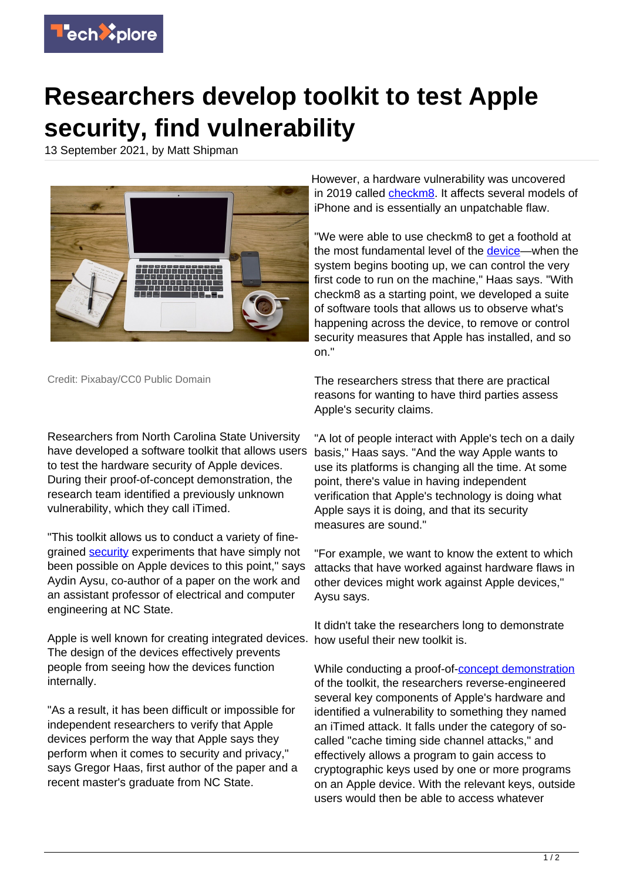# Researchers develop toolkit to test Apple security, find vulnerability

13 September 2021, by Matt Shipman

Credit: Pixabay/CC0 Public Domain

Researchers from North Carolina State University have developed a software toolkit that allows users to test the hardware security of Apple devices. During their proof-of-concept demonstration, the research team identified a previously unknown vulnerability, which they call iTimed.

"This toolkit allows us to conduct a variety of fine-grained security experiments that have simply not been possible on Apple devices to this point," says Aydin Aysu, co-author of a paper on the work and an assistant professor of electrical and computer engineering at NC State.

Apple is well known for creating integrated devices. The design of the devices effectively prevents people from seeing how the devices function internally.

"As a result, it has been difficult or impossible for independent researchers to verify that Apple devices perform the way that Apple says they perform when it comes to security and privacy," says Gregor Haas, first author of the paper and a recent master's graduate from NC State.

However, a hardware vulnerability was uncovered in 2019 called checkm8. It affects several models of iPhone and is essentially an unpatchable flaw.

"We were able to use checkm8 to get a foothold at the most fundamental level of the device—when the system begins booting up, we can control the very first code to run on the machine," Haas says. "With checkm8 as a starting point, we developed a suite of software tools that allows us to observe what's happening across the device, to remove or control security measures that Apple has installed, and so on."

The researchers stress that there are practical reasons for wanting to have third parties assess Apple's security claims.

"A lot of people interact with Apple's tech on a daily basis," Haas says. "And the way Apple wants to use its platforms is changing all the time. At some point, there's value in having independent verification that Apple's technology is doing what Apple says it is doing, and that its security measures are sound."

"For example, we want to know the extent to which attacks that have worked against hardware flaws in other devices might work against Apple devices," Aysu says.

It didn't take the researchers long to demonstrate how useful their new toolkit is.

While conducting a proof-of-concept demonstration of the toolkit, the researchers reverse-engineered several key components of Apple's hardware and identified a vulnerability to something they named an iTimed attack. It falls under the category of so-called "cache timing side channel attacks," and effectively allows a program to gain access to cryptographic keys used by one or more programs on an Apple device. With the relevant keys, outside users would then be able to access whatever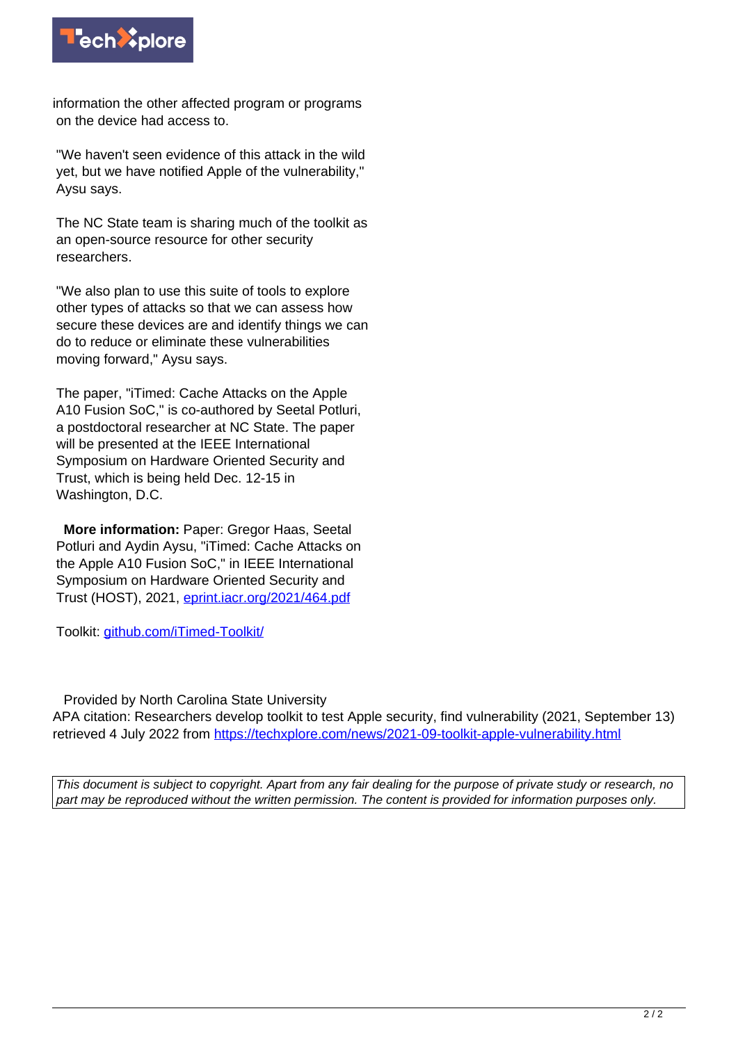information the other affected program or programs on the device had access to.

"We haven't seen evidence of this attack in the wild yet, but we have notified Apple of the vulnerability," Aysu says.

The NC State team is sharing much of the toolkit as an open-source resource for other security researchers.

"We also plan to use this suite of tools to explore other types of attacks so that we can assess how secure these devices are and identify things we can do to reduce or eliminate these vulnerabilities moving forward," Aysu says.

The paper, "iTimed: Cache Attacks on the Apple A10 Fusion SoC," is co-authored by Seetal Potluri, a postdoctoral researcher at NC State. The paper will be presented at the IEEE International Symposium on Hardware Oriented Security and Trust, which is being held Dec. 12-15 in Washington, D.C.

**More information:** Paper: Gregor Haas, Seetal Potluri and Aydin Aysu, "iTimed: Cache Attacks on the Apple A10 Fusion SoC," in IEEE International Symposium on Hardware Oriented Security and Trust (HOST), 2021, [eprint.iacr.org/2021/464.pdf](eprint.iacr.org/2021/464.pdf)

Toolkit: [github.com/iTimed-Toolkit/](github.com/iTimed-Toolkit/)

Provided by North Carolina State University

APA citation: Researchers develop toolkit to test Apple security, find vulnerability (2021, September 13) retrieved 4 July 2022 from https://techxplore.com/news/2021-09-toolkit-apple-vulnerability.html

*This document is subject to copyright. Apart from any fair dealing for the purpose of private study or research, no part may be reproduced without the written permission. The content is provided for information purposes only.*